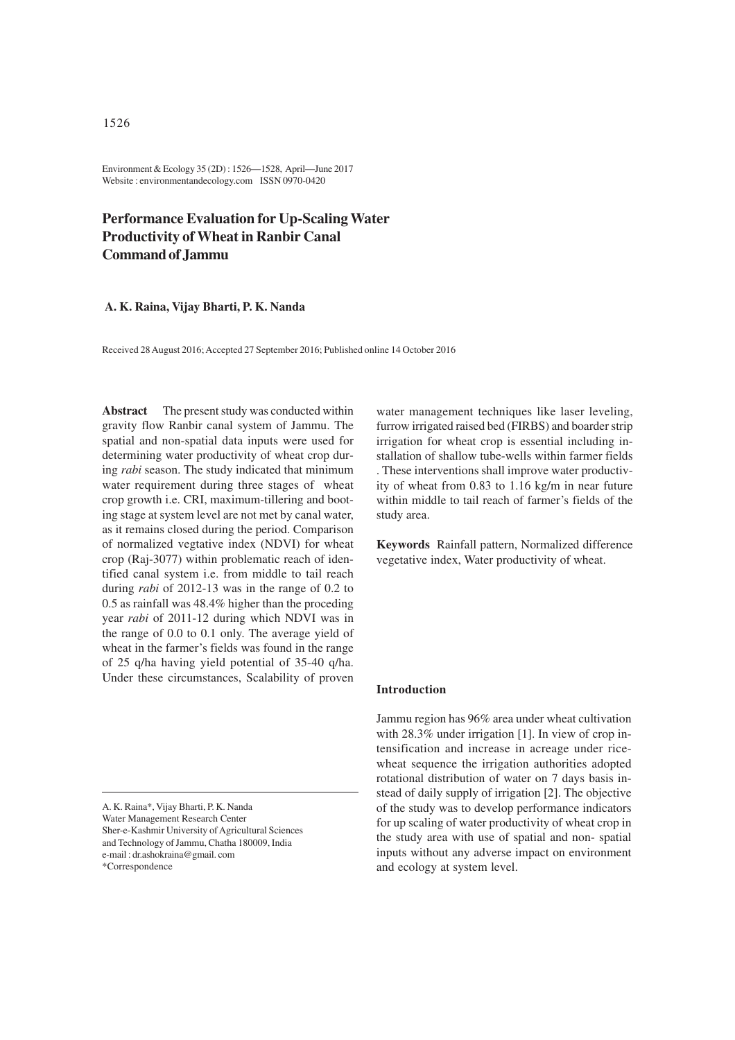# Performance Evaluation for Up-Scaling Water Productivity of Wheat in Ranbir Canal Command of Jammu

**A. K. Raina, Vijay Bharti, P. K. Nanda**

Received 28 August 2016; Accepted 27 September 2016; Published online 14 October 2016

**Abstract** The present study was conducted within gravity flow Ranbir canal system of Jammu. The spatial and non-spatial data inputs were used for determining water productivity of wheat crop during *rabi* season. The study indicated that minimum water requirement during three stages of wheat crop growth i.e. CRI, maximum-tillering and booting stage at system level are not met by canal water, as it remains closed during the period. Comparison of normalized vegtative index (NDVI) for wheat crop (Raj-3077) within problematic reach of identified canal system i.e. from middle to tail reach during *rabi* of 2012-13 was in the range of 0.2 to 0.5 as rainfall was 48.4% higher than the proceding year *rabi* of 2011-12 during which NDVI was in the range of 0.0 to 0.1 only. The average yield of wheat in the farmer's fields was found in the range of 25 q/ha having yield potential of 35-40 q/ha. Under these circumstances, Scalability of proven water management techniques like laser leveling, furrow irrigated raised bed (FIRBS) and boarder strip irrigation for wheat crop is essential including installation of shallow tube-wells within farmer fields . These interventions shall improve water productivity of wheat from 0.83 to 1.16 kg/m in near future within middle to tail reach of farmer's fields of the study area.

**Keywords** Rainfall pattern, Normalized difference vegetative index, Water productivity of wheat.

A. K. Raina\*, Vijay Bharti, P. K. Nanda
Water Management Research Center
Sher-e-Kashmir University of Agricultural Sciences and Technology of Jammu, Chatha 180009, India
e-mail : dr.ashokraina@gmail. com
\*Correspondence

## Introduction

Jammu region has 96% area under wheat cultivation with 28.3% under irrigation [1]. In view of crop intensification and increase in acreage under rice-wheat sequence the irrigation authorities adopted rotational distribution of water on 7 days basis instead of daily supply of irrigation [2]. The objective of the study was to develop performance indicators for up scaling of water productivity of wheat crop in the study area with use of spatial and non- spatial inputs without any adverse impact on environment and ecology at system level.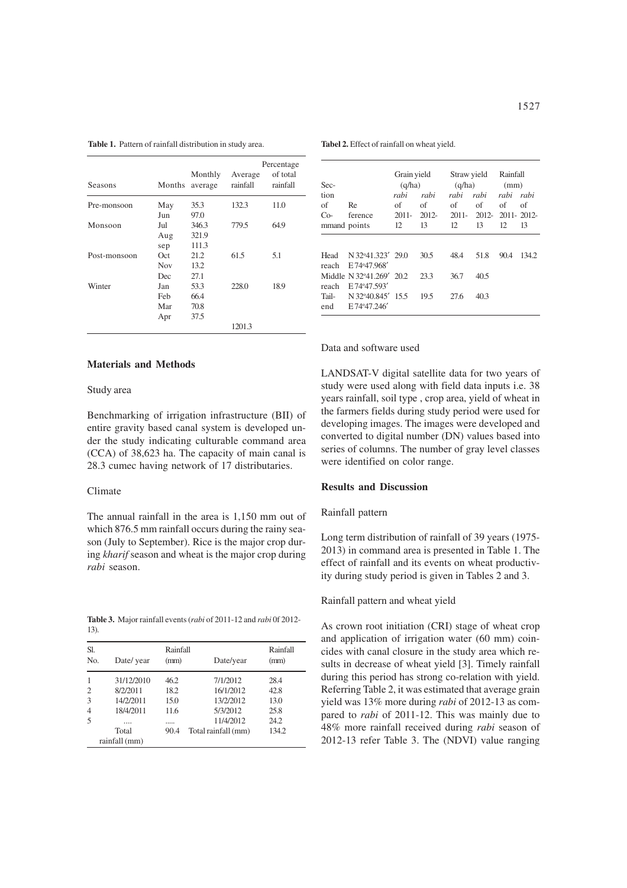**Table 1.** Pattern of rainfall distribution in study area.

| Seasons | Months | Monthly average | Average rainfall | Percentage of total rainfall |
|---|---|---|---|---|
| Pre-monsoon | May | 35.3 | 132.3 | 11.0 |
| | Jun | 97.0 | | |
| Monsoon | Jul | 346.3 | 779.5 | 64.9 |
| | Aug | 321.9 | | |
| | sep | 111.3 | | |
| Post-monsoon | Oct | 21.2 | 61.5 | 5.1 |
| | Nov | 13.2 | | |
| | Dec | 27.1 | | |
| Winter | Jan | 53.3 | 228.0 | 18.9 |
| | Feb | 66.4 | | |
| | Mar | 70.8 | | |
| | Apr | 37.5 | | |
| | | | 1201.3 | |

## Materials and Methods

### Study area

Benchmarking of irrigation infrastructure (BII) of entire gravity based canal system is developed under the study indicating culturable command area (CCA) of 38,623 ha. The capacity of main canal is 28.3 cumec having network of 17 distributaries.

### Climate

The annual rainfall in the area is 1,150 mm out of which 876.5 mm rainfall occurs during the rainy season (July to September). Rice is the major crop during *kharif* season and wheat is the major crop during *rabi* season.

**Table 3.** Major rainfall events (*rabi* of 2011-12 and *rabi* 0f 2012-13).

| Sl. No. | Date/ year | Rainfall (mm) | Date/year | Rainfall (mm) |
|---|---|---|---|---|
| 1 | 31/12/2010 | 46.2 | 7/1/2012 | 28.4 |
| 2 | 8/2/2011 | 18.2 | 16/1/2012 | 42.8 |
| 3 | 14/2/2011 | 15.0 | 13/2/2012 | 13.0 |
| 4 | 18/4/2011 | 11.6 | 5/3/2012 | 25.8 |
| 5 | .... | ..... | 11/4/2012 | 24.2 |
| | Total rainfall (mm) | 90.4 | Total rainfall (mm) | 134.2 |

**Tabel 2.** Effect of rainfall on wheat yield.

| Section of Command | Reference points | Grain yield (q/ha) *rabi* of 2011-12 | Grain yield (q/ha) *rabi* of 2012-13 | Straw yield (q/ha) *rabi* of 2011-12 | Straw yield (q/ha) *rabi* of 2012-13 | Rainfall (mm) *rabi* of 2011-12 | Rainfall (mm) *rabi* of 2012-13 |
|---|---|---|---|---|---|---|---|
| Head reach | N 32°41.323′ E 74°47.968′ | 29.0 | 30.5 | 48.4 | 51.8 | 90.4 | 134.2 |
| Middle reach | N 32°41.269′ E 74°47.593′ | 20.2 | 23.3 | 36.7 | 40.5 | | |
| Tail-end | N 32°40.845′ E 74°47.246′ | 15.5 | 19.5 | 27.6 | 40.3 | | |

### Data and software used

LANDSAT-V digital satellite data for two years of study were used along with field data inputs i.e. 38 years rainfall, soil type , crop area, yield of wheat in the farmers fields during study period were used for developing images. The images were developed and converted to digital number (DN) values based into series of columns. The number of gray level classes were identified on color range.

## Results and Discussion

### Rainfall pattern

Long term distribution of rainfall of 39 years (1975-2013) in command area is presented in Table 1. The effect of rainfall and its events on wheat productivity during study period is given in Tables 2 and 3.

### Rainfall pattern and wheat yield

As crown root initiation (CRI) stage of wheat crop and application of irrigation water (60 mm) coincides with canal closure in the study area which results in decrease of wheat yield [3]. Timely rainfall during this period has strong co-relation with yield. Referring Table 2, it was estimated that average grain yield was 13% more during *rabi* of 2012-13 as compared to *rabi* of 2011-12. This was mainly due to 48% more rainfall received during *rabi* season of 2012-13 refer Table 3. The (NDVI) value ranging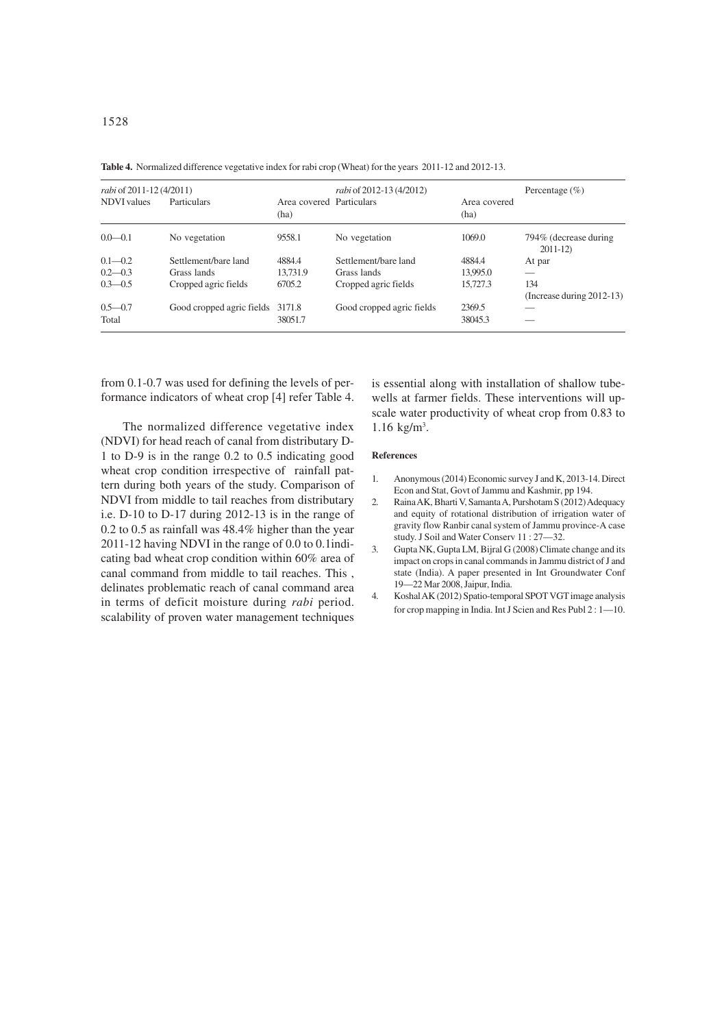**Table 4.** Normalized difference vegetative index for rabi crop (Wheat) for the years 2011-12 and 2012-13.

| *rabi* of 2011-12 (4/2011) | | | *rabi* of 2012-13 (4/2012) | | Percentage (%) |
|---|---|---|---|---|---|
| NDVI values | Particulars | Area covered (ha) | Particulars | Area covered (ha) | |
| 0.0—0.1 | No vegetation | 9558.1 | No vegetation | 1069.0 | 794% (decrease during 2011-12) |
| 0.1—0.2 | Settlement/bare land | 4884.4 | Settlement/bare land | 4884.4 | At par |
| 0.2—0.3 | Grass lands | 13,731.9 | Grass lands | 13,995.0 | — |
| 0.3—0.5 | Cropped agric fields | 6705.2 | Cropped agric fields | 15,727.3 | 134 (Increase during 2012-13) |
| 0.5—0.7 | Good cropped agric fields | 3171.8 | Good cropped agric fields | 2369.5 | — |
| Total | | 38051.7 | | 38045.3 | — |

from 0.1-0.7 was used for defining the levels of performance indicators of wheat crop [4] refer Table 4.

The normalized difference vegetative index (NDVI) for head reach of canal from distributary D-1 to D-9 is in the range 0.2 to 0.5 indicating good wheat crop condition irrespective of rainfall pattern during both years of the study. Comparison of NDVI from middle to tail reaches from distributary i.e. D-10 to D-17 during 2012-13 is in the range of 0.2 to 0.5 as rainfall was 48.4% higher than the year 2011-12 having NDVI in the range of 0.0 to 0.1indicating bad wheat crop condition within 60% area of canal command from middle to tail reaches. This , delinates problematic reach of canal command area in terms of deficit moisture during *rabi* period. scalability of proven water management techniques is essential along with installation of shallow tubewells at farmer fields. These interventions will upscale water productivity of wheat crop from 0.83 to 1.16 kg/m$^3$.

### References

1. Anonymous (2014) Economic survey J and K, 2013-14. Direct Econ and Stat, Govt of Jammu and Kashmir, pp 194.
2. Raina AK, Bharti V, Samanta A, Purshotam S (2012) Adequacy and equity of rotational distribution of irrigation water of gravity flow Ranbir canal system of Jammu province-A case study. J Soil and Water Conserv 11 : 27—32.
3. Gupta NK, Gupta LM, Bijral G (2008) Climate change and its impact on crops in canal commands in Jammu district of J and state (India). A paper presented in Int Groundwater Conf 19—22 Mar 2008, Jaipur, India.
4. Koshal AK (2012) Spatio-temporal SPOT VGT image analysis for crop mapping in India. Int J Scien and Res Publ 2 : 1—10.